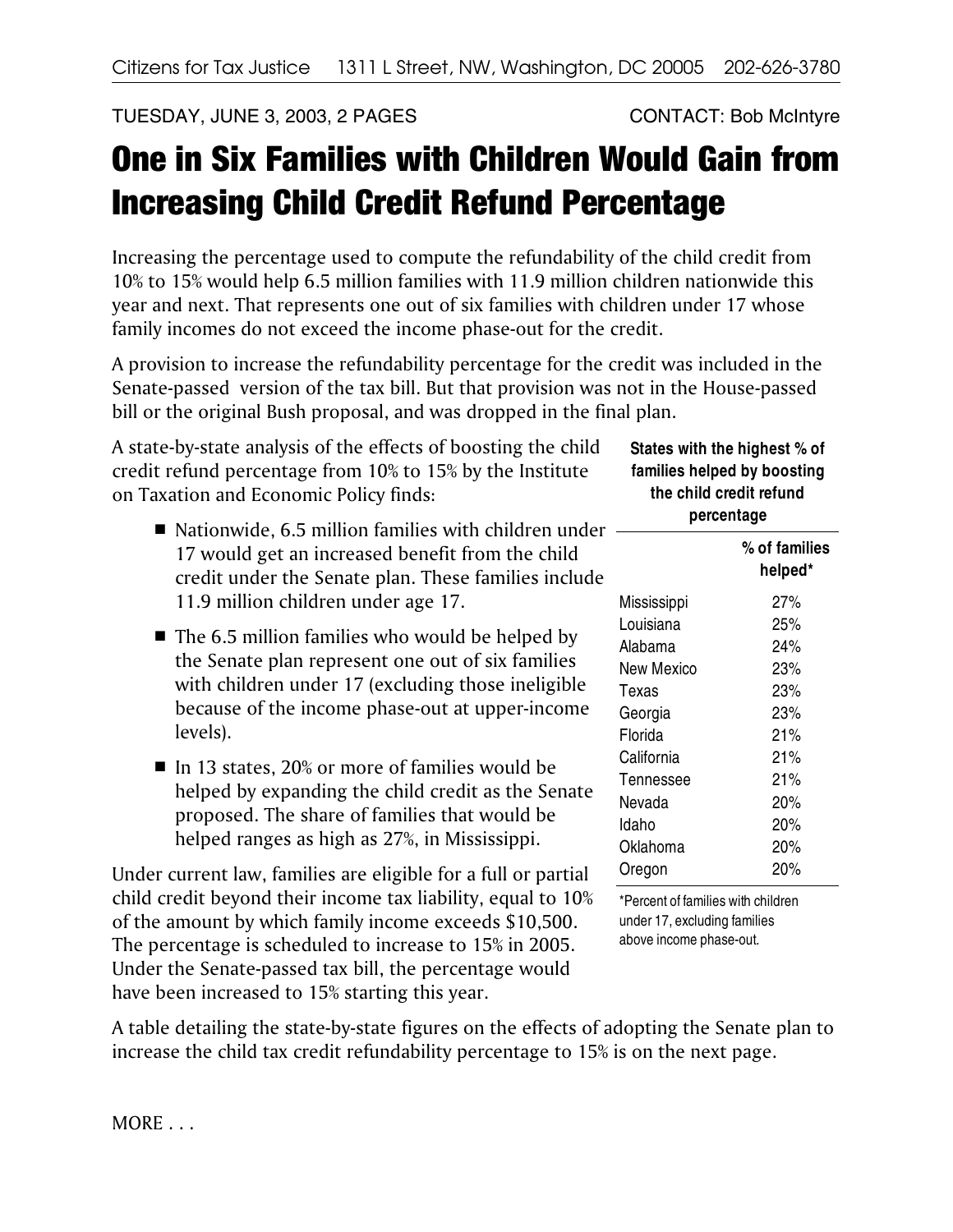Citizens for Tax Justice 1311 L Street, NW, Washington, DC 20005 202-626-3780

TUESDAY, JUNE 3, 2003, 2 PAGES CONTACT: Bob McIntyre

# One in Six Families with Children Would Gain from Increasing Child Credit Refund Percentage

Increasing the percentage used to compute the refundability of the child credit from 10% to 15% would help 6.5 million families with 11.9 million children nationwide this year and next. That represents one out of six families with children under 17 whose family incomes do not exceed the income phase-out for the credit.

A provision to increase the refundability percentage for the credit was included in the Senate-passed version of the tax bill. But that provision was not in the House-passed bill or the original Bush proposal, and was dropped in the final plan.

A state-by-state analysis of the effects of boosting the child credit refund percentage from 10% to 15% by the Institute on Taxation and Economic Policy finds:

- Nationwide, 6.5 million families with children under 17 would get an increased benefit from the child credit under the Senate plan. These families include 11.9 million children under age 17.
- The 6.5 million families who would be helped by the Senate plan represent one out of six families with children under 17 (excluding those ineligible because of the income phase-out at upper-income levels).
- In 13 states, 20% or more of families would be helped by expanding the child credit as the Senate proposed. The share of families that would be helped ranges as high as 27%, in Mississippi.

Under current law, families are eligible for a full or partial child credit beyond their income tax liability, equal to 10% of the amount by which family income exceeds $10,500. The percentage is scheduled to increase to 15% in 2005. Under the Senate-passed tax bill, the percentage would have been increased to 15% starting this year.

**States with the highest % of families helped by boosting the child credit refund percentage**

| | % of families helped* |
|---|---|
| Mississippi | 27% |
| Louisiana | 25% |
| Alabama | 24% |
| New Mexico | 23% |
| Texas | 23% |
| Georgia | 23% |
| Florida | 21% |
| California | 21% |
| Tennessee | 21% |
| Nevada | 20% |
| Idaho | 20% |
| Oklahoma | 20% |
| Oregon | 20% |

*Percent of families with children under 17, excluding families above income phase-out.

A table detailing the state-by-state figures on the effects of adopting the Senate plan to increase the child tax credit refundability percentage to 15% is on the next page.

MORE . . .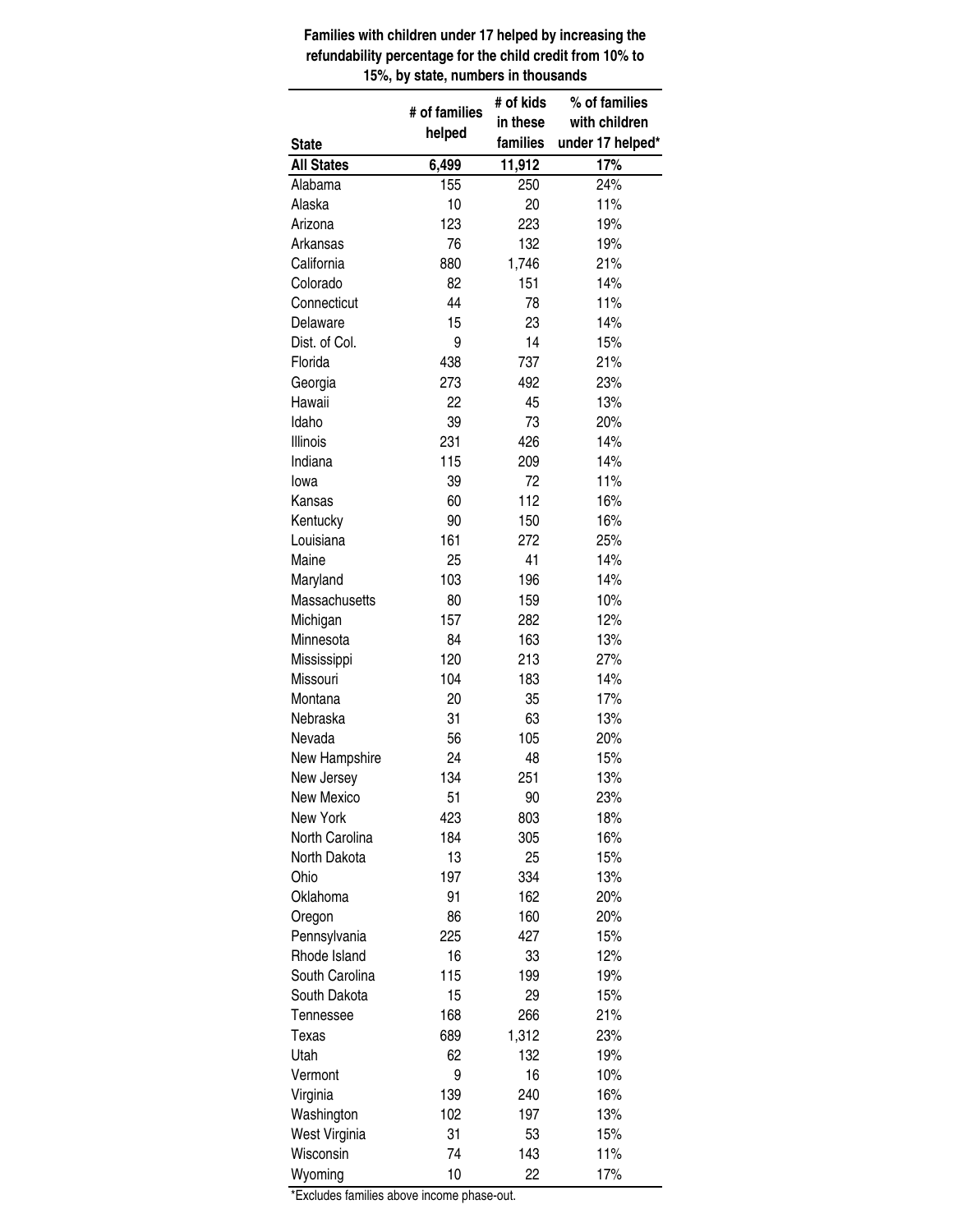**Families with children under 17 helped by increasing the refundability percentage for the child credit from 10% to 15%, by state, numbers in thousands**

| State | # of families helped | # of kids in these families | % of families with children under 17 helped* |
|---|---|---|---|
| **All States** | **6,499** | **11,912** | **17%** |
| Alabama | 155 | 250 | 24% |
| Alaska | 10 | 20 | 11% |
| Arizona | 123 | 223 | 19% |
| Arkansas | 76 | 132 | 19% |
| California | 880 | 1,746 | 21% |
| Colorado | 82 | 151 | 14% |
| Connecticut | 44 | 78 | 11% |
| Delaware | 15 | 23 | 14% |
| Dist. of Col. | 9 | 14 | 15% |
| Florida | 438 | 737 | 21% |
| Georgia | 273 | 492 | 23% |
| Hawaii | 22 | 45 | 13% |
| Idaho | 39 | 73 | 20% |
| Illinois | 231 | 426 | 14% |
| Indiana | 115 | 209 | 14% |
| Iowa | 39 | 72 | 11% |
| Kansas | 60 | 112 | 16% |
| Kentucky | 90 | 150 | 16% |
| Louisiana | 161 | 272 | 25% |
| Maine | 25 | 41 | 14% |
| Maryland | 103 | 196 | 14% |
| Massachusetts | 80 | 159 | 10% |
| Michigan | 157 | 282 | 12% |
| Minnesota | 84 | 163 | 13% |
| Mississippi | 120 | 213 | 27% |
| Missouri | 104 | 183 | 14% |
| Montana | 20 | 35 | 17% |
| Nebraska | 31 | 63 | 13% |
| Nevada | 56 | 105 | 20% |
| New Hampshire | 24 | 48 | 15% |
| New Jersey | 134 | 251 | 13% |
| New Mexico | 51 | 90 | 23% |
| New York | 423 | 803 | 18% |
| North Carolina | 184 | 305 | 16% |
| North Dakota | 13 | 25 | 15% |
| Ohio | 197 | 334 | 13% |
| Oklahoma | 91 | 162 | 20% |
| Oregon | 86 | 160 | 20% |
| Pennsylvania | 225 | 427 | 15% |
| Rhode Island | 16 | 33 | 12% |
| South Carolina | 115 | 199 | 19% |
| South Dakota | 15 | 29 | 15% |
| Tennessee | 168 | 266 | 21% |
| Texas | 689 | 1,312 | 23% |
| Utah | 62 | 132 | 19% |
| Vermont | 9 | 16 | 10% |
| Virginia | 139 | 240 | 16% |
| Washington | 102 | 197 | 13% |
| West Virginia | 31 | 53 | 15% |
| Wisconsin | 74 | 143 | 11% |
| Wyoming | 10 | 22 | 17% |

*Excludes families above income phase-out.